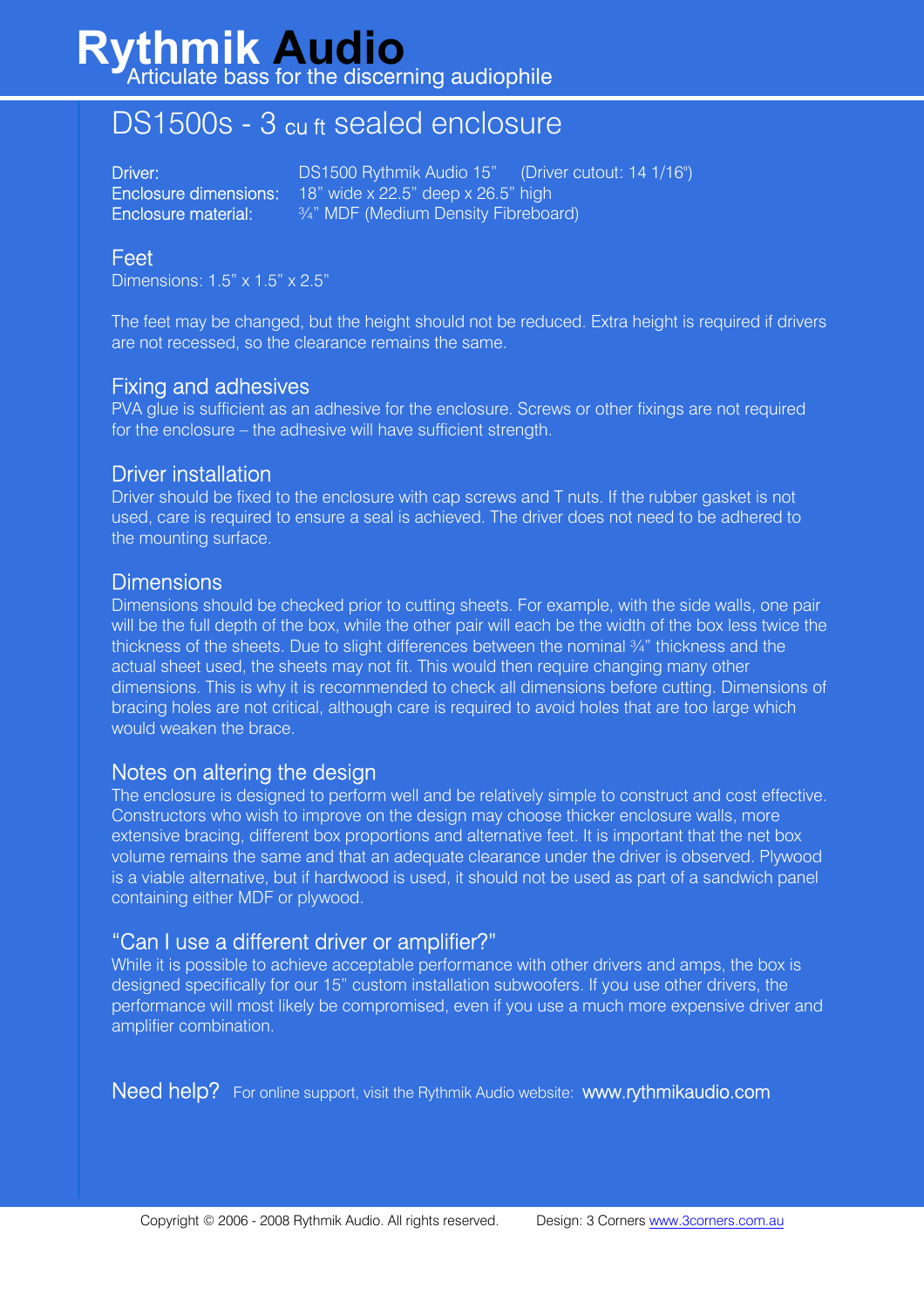# Rythmik Audio

Articulate bass for the discerning audiophile

## DS1500s - 3 cu ft sealed enclosure

Driver: DS1500 Rythmik Audio 15" (Driver cutout: 14 1/16")
Enclosure dimensions: 18" wide x 22.5" deep x 26.5" high
Enclosure material: ¾" MDF (Medium Density Fibreboard)

### Feet

Dimensions: 1.5" x 1.5" x 2.5"

The feet may be changed, but the height should not be reduced. Extra height is required if drivers are not recessed, so the clearance remains the same.

### Fixing and adhesives

PVA glue is sufficient as an adhesive for the enclosure. Screws or other fixings are not required for the enclosure – the adhesive will have sufficient strength.

### Driver installation

Driver should be fixed to the enclosure with cap screws and T nuts. If the rubber gasket is not used, care is required to ensure a seal is achieved. The driver does not need to be adhered to the mounting surface.

### Dimensions

Dimensions should be checked prior to cutting sheets. For example, with the side walls, one pair will be the full depth of the box, while the other pair will each be the width of the box less twice the thickness of the sheets. Due to slight differences between the nominal ¾" thickness and the actual sheet used, the sheets may not fit. This would then require changing many other dimensions. This is why it is recommended to check all dimensions before cutting. Dimensions of bracing holes are not critical, although care is required to avoid holes that are too large which would weaken the brace.

### Notes on altering the design

The enclosure is designed to perform well and be relatively simple to construct and cost effective. Constructors who wish to improve on the design may choose thicker enclosure walls, more extensive bracing, different box proportions and alternative feet. It is important that the net box volume remains the same and that an adequate clearance under the driver is observed. Plywood is a viable alternative, but if hardwood is used, it should not be used as part of a sandwich panel containing either MDF or plywood.

### "Can I use a different driver or amplifier?"

While it is possible to achieve acceptable performance with other drivers and amps, the box is designed specifically for our 15" custom installation subwoofers. If you use other drivers, the performance will most likely be compromised, even if you use a much more expensive driver and amplifier combination.

**Need help?** For online support, visit the Rythmik Audio website: www.rythmikaudio.com

Copyright © 2006 - 2008 Rythmik Audio. All rights reserved. Design: 3 Corners www.3corners.com.au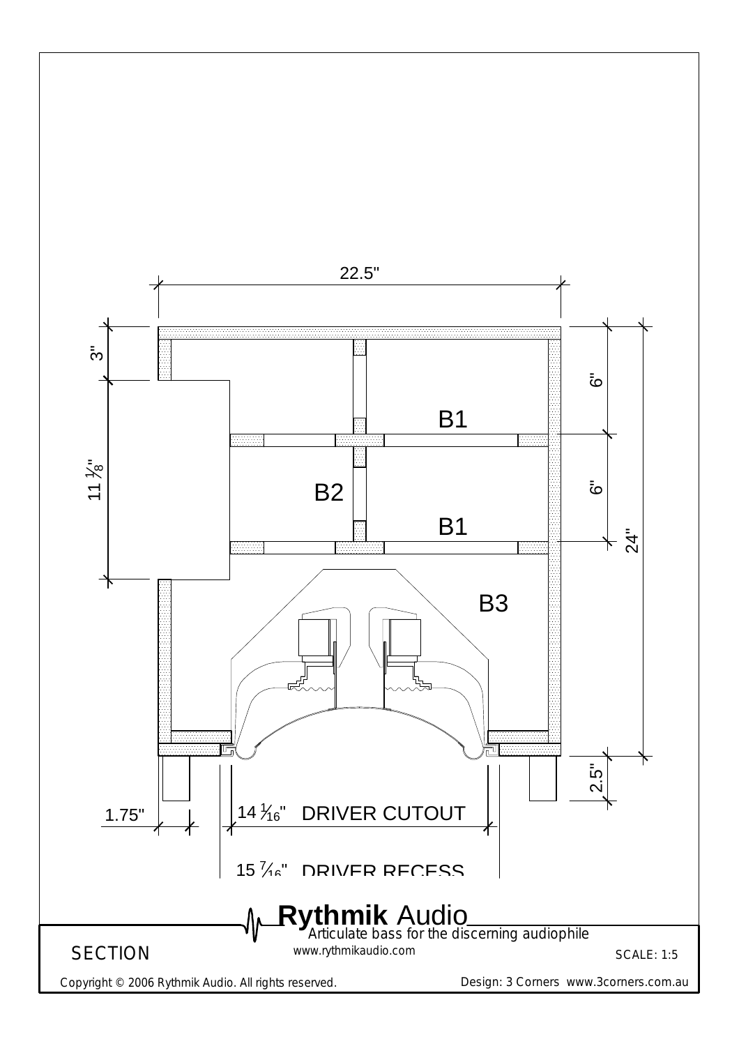22.5"

3"

6"

B1

11 ⅛"

6"

B2

B1

24"

B3

2.5"

1.75"

14 $\frac{1}{16}$" DRIVER CUTOUT

15 $\frac{7}{16}$" DRIVER RECESS

**Rythmik** Audio

Articulate bass for the discerning audiophile

www.rythmikaudio.com

SECTION

SCALE: 1:5

Copyright © 2006 Rythmik Audio. All rights reserved.

Design: 3 Corners www.3corners.com.au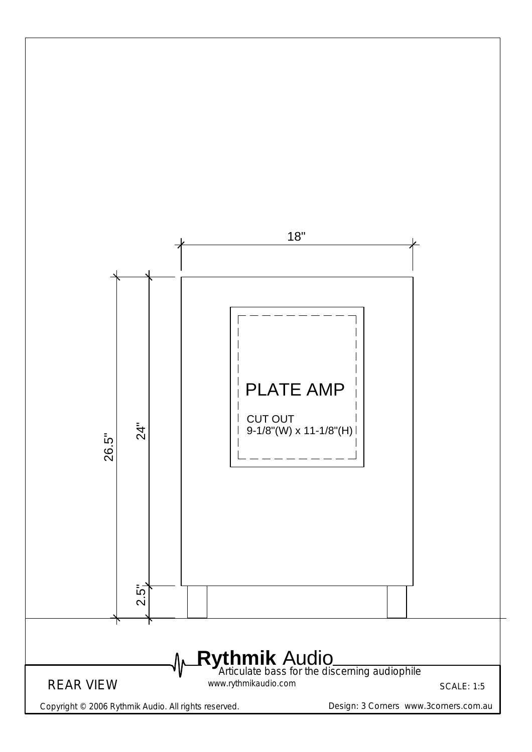18"

26.5"

24"

2.5"

PLATE AMP

CUT OUT
9-1/8"(W) x 11-1/8"(H)

**Rythmik** Audio
Articulate bass for the discerning audiophile
www.rythmikaudio.com

REAR VIEW

SCALE: 1:5

Copyright © 2006 Rythmik Audio. All rights reserved.

Design: 3 Corners www.3corners.com.au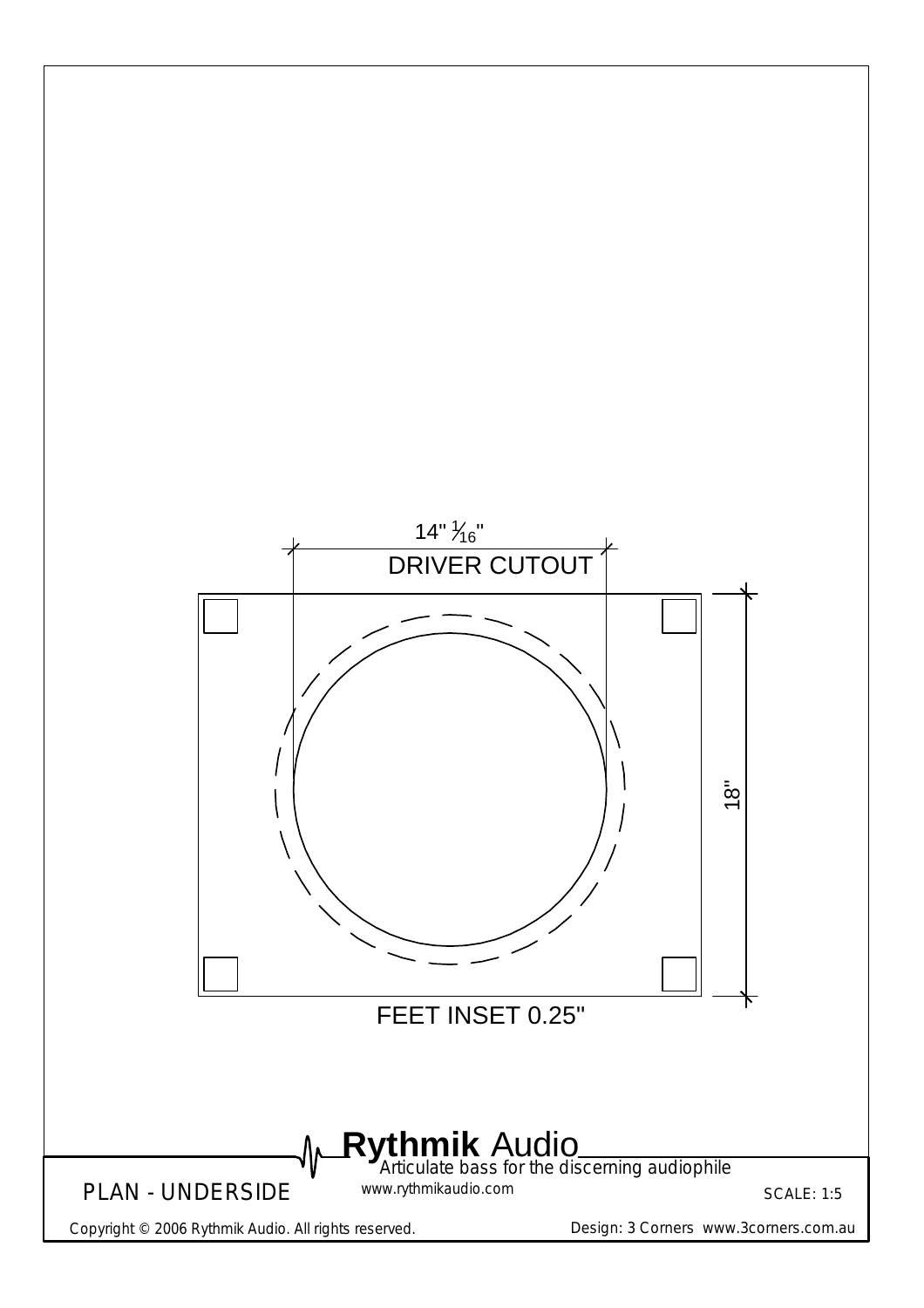14" 1/16"

DRIVER CUTOUT

18"

FEET INSET 0.25"

**Rythmik** Audio

Articulate bass for the discerning audiophile

www.rythmikaudio.com

PLAN - UNDERSIDE

SCALE: 1:5

Copyright © 2006 Rythmik Audio. All rights reserved.

Design: 3 Corners www.3corners.com.au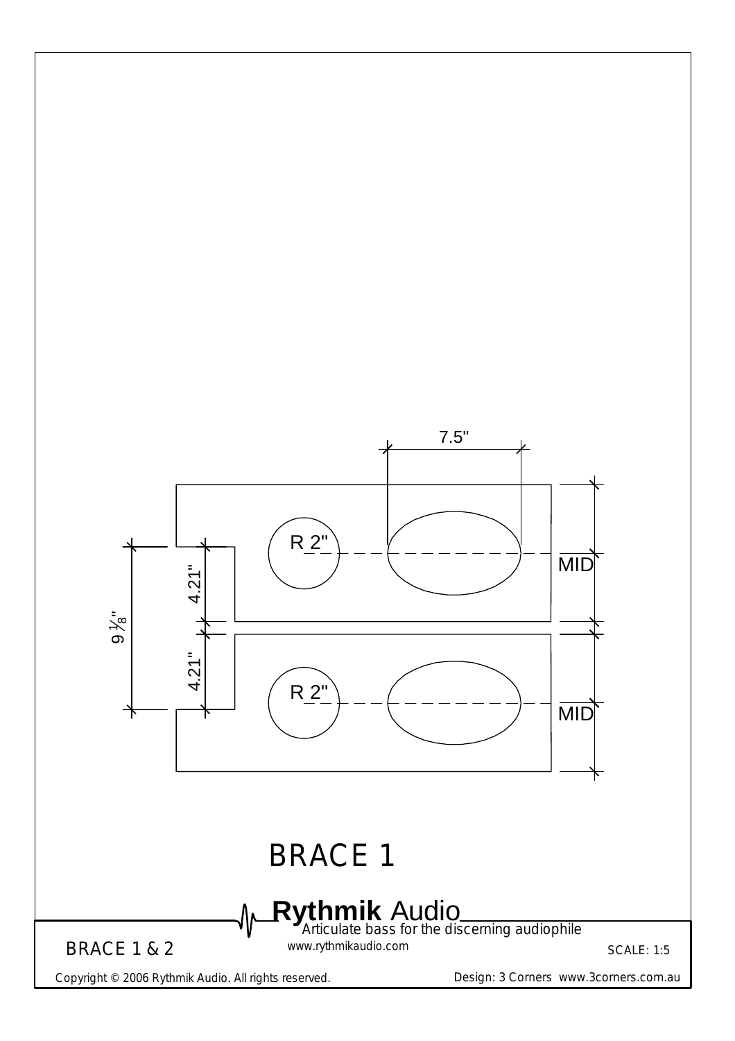7.5"

R 2"

MID

4.21"

$9\frac{1}{8}$"

4.21"

R 2"

MID

# BRACE 1

**Rythmik** Audio

Articulate bass for the discerning audiophile

www.rythmikaudio.com

BRACE 1 & 2

SCALE: 1:5

Copyright © 2006 Rythmik Audio. All rights reserved.

Design: 3 Corners www.3corners.com.au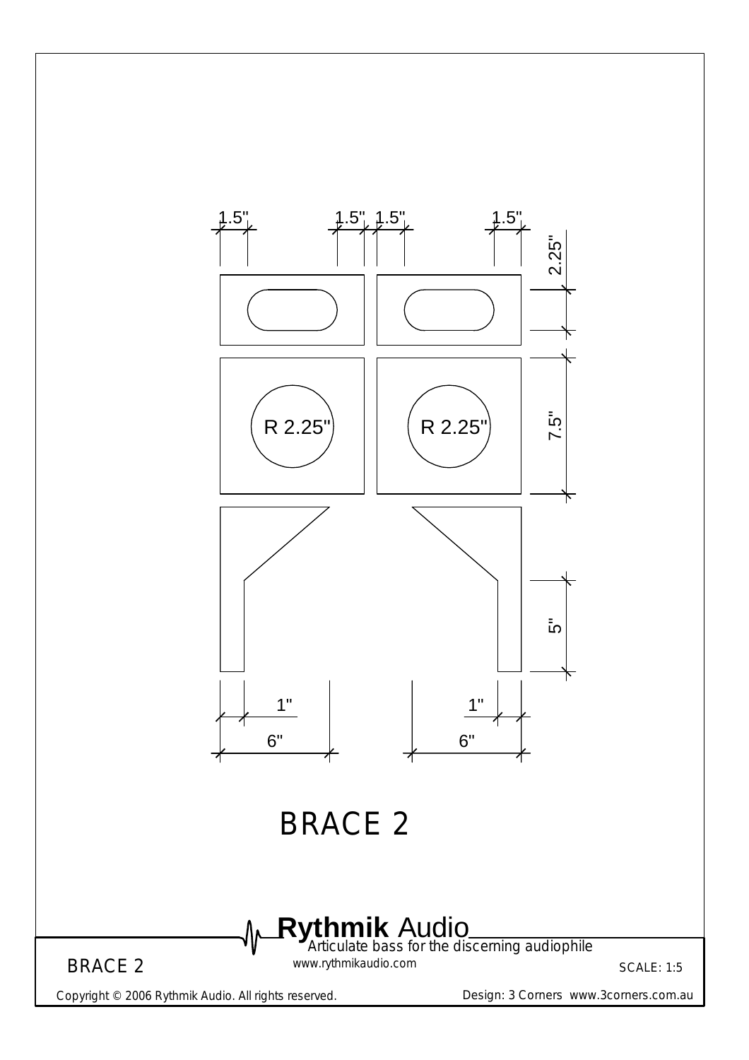1.5" 1.5" 1.5" 1.5"

2.25"

R 2.25" R 2.25"

7.5"

5"

1" 1"

6" 6"

# BRACE 2

**Rythmik** Audio
Articulate bass for the discerning audiophile
www.rythmikaudio.com

BRACE 2

SCALE: 1:5

Copyright © 2006 Rythmik Audio. All rights reserved.

Design: 3 Corners www.3corners.com.au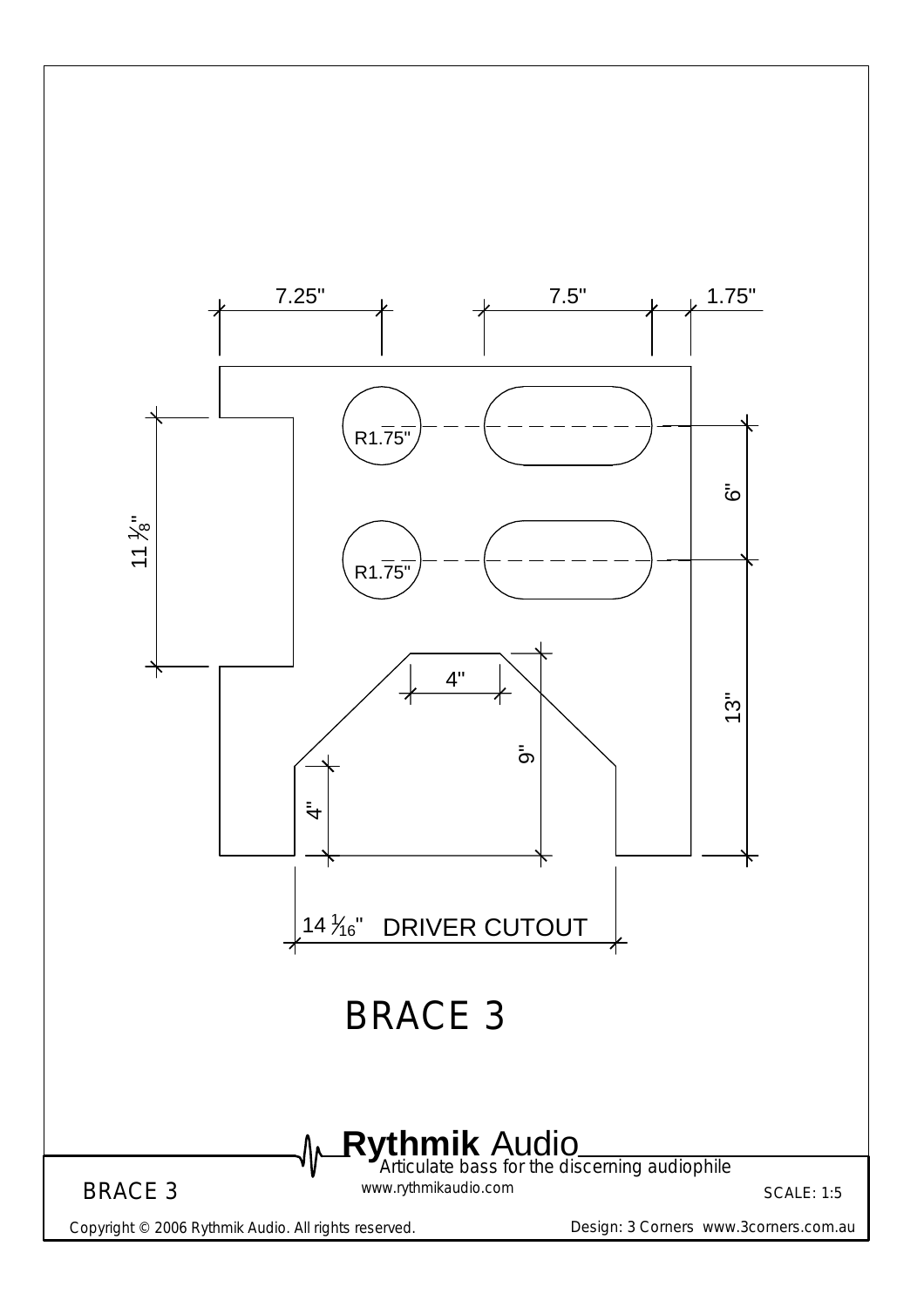7.25"

7.5"

1.75"

R1.75"

R1.75"

$11\,{}^{1}\!/_{8}$"

6"

13"

4"

9"

4"

$14\,{}^{1}\!/_{16}$" DRIVER CUTOUT

# BRACE 3

**Rythmik** Audio

Articulate bass for the discerning audiophile

www.rythmikaudio.com

BRACE 3

SCALE: 1:5

Copyright © 2006 Rythmik Audio. All rights reserved.

Design: 3 Corners www.3corners.com.au